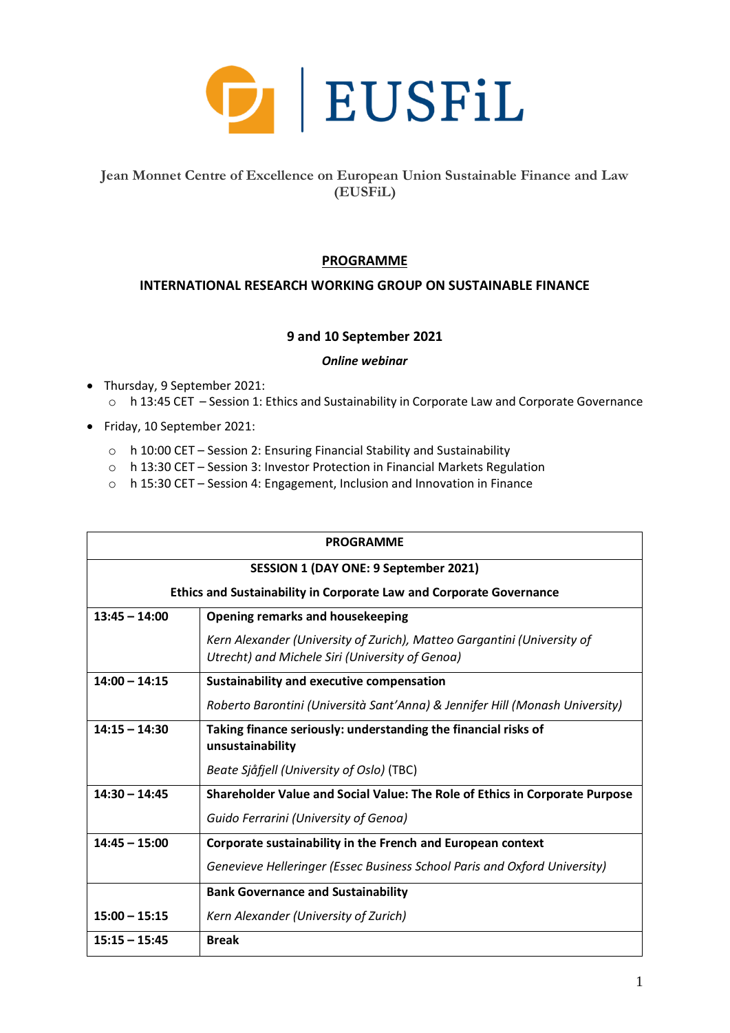# EUSFiL

**Jean Monnet Centre of Excellence on European Union Sustainable Finance and Law (EUSFiL)**

## PROGRAMME

## INTERNATIONAL RESEARCH WORKING GROUP ON SUSTAINABLE FINANCE

**9 and 10 September 2021**

***Online webinar***

- Thursday, 9 September 2021:
  - h 13:45 CET – Session 1: Ethics and Sustainability in Corporate Law and Corporate Governance
- Friday, 10 September 2021:
  - h 10:00 CET – Session 2: Ensuring Financial Stability and Sustainability
  - h 13:30 CET – Session 3: Investor Protection in Financial Markets Regulation
  - h 15:30 CET – Session 4: Engagement, Inclusion and Innovation in Finance

| **PROGRAMME** | |
|---|---|
| **SESSION 1 (DAY ONE: 9 September 2021)** **Ethics and Sustainability in Corporate Law and Corporate Governance** | |
| **13:45 – 14:00** | **Opening remarks and housekeeping** *Kern Alexander (University of Zurich), Matteo Gargantini (University of Utrecht) and Michele Siri (University of Genoa)* |
| **14:00 – 14:15** | **Sustainability and executive compensation** *Roberto Barontini (Università Sant'Anna) & Jennifer Hill (Monash University)* |
| **14:15 – 14:30** | **Taking finance seriously: understanding the financial risks of unsustainability** *Beate Sjåfjell (University of Oslo)* (TBC) |
| **14:30 – 14:45** | **Shareholder Value and Social Value: The Role of Ethics in Corporate Purpose** *Guido Ferrarini (University of Genoa)* |
| **14:45 – 15:00** | **Corporate sustainability in the French and European context** *Genevieve Helleringer (Essec Business School Paris and Oxford University)* |
| **15:00 – 15:15** | **Bank Governance and Sustainability** *Kern Alexander (University of Zurich)* |
| **15:15 – 15:45** | **Break** |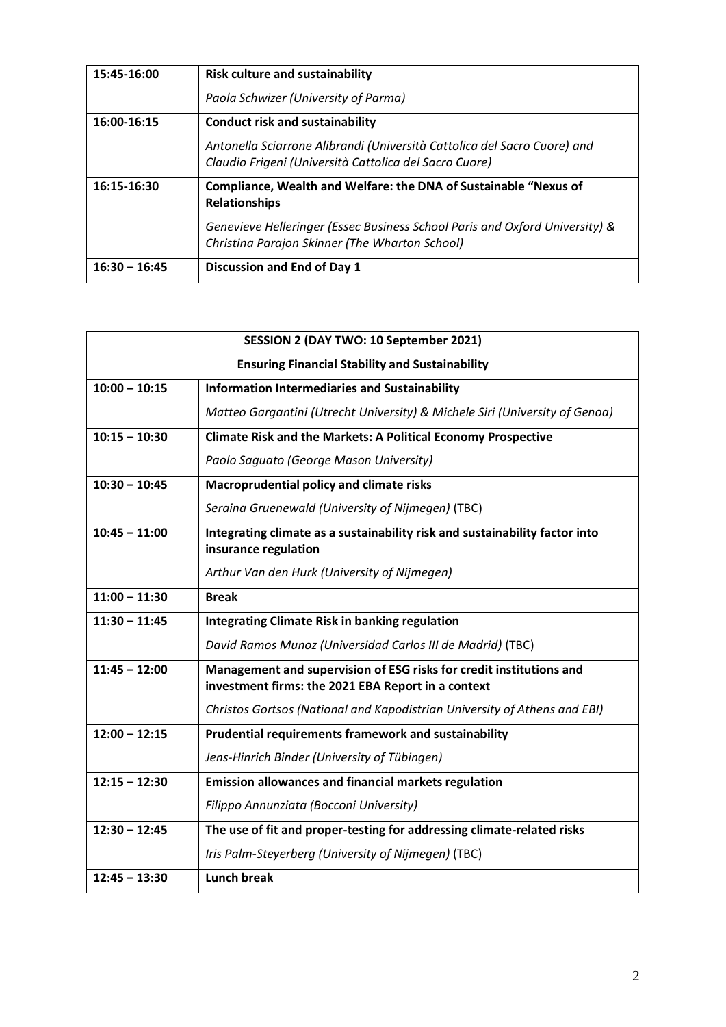| 15:45-16:00 | **Risk culture and sustainability**<br>*Paola Schwizer (University of Parma)* |
|---|---|
| **16:00-16:15** | **Conduct risk and sustainability**<br>*Antonella Sciarrone Alibrandi (Università Cattolica del Sacro Cuore) and Claudio Frigeni (Università Cattolica del Sacro Cuore)* |
| **16:15-16:30** | **Compliance, Wealth and Welfare: the DNA of Sustainable "Nexus of Relationships**<br>*Genevieve Helleringer (Essec Business School Paris and Oxford University) & Christina Parajon Skinner (The Wharton School)* |
| **16:30 – 16:45** | **Discussion and End of Day 1** |

| **SESSION 2 (DAY TWO: 10 September 2021)**<br>**Ensuring Financial Stability and Sustainability** | |
|---|---|
| **10:00 – 10:15** | **Information Intermediaries and Sustainability**<br>*Matteo Gargantini (Utrecht University) & Michele Siri (University of Genoa)* |
| **10:15 – 10:30** | **Climate Risk and the Markets: A Political Economy Prospective**<br>*Paolo Saguato (George Mason University)* |
| **10:30 – 10:45** | **Macroprudential policy and climate risks**<br>*Seraina Gruenewald (University of Nijmegen)* (TBC) |
| **10:45 – 11:00** | **Integrating climate as a sustainability risk and sustainability factor into insurance regulation**<br>*Arthur Van den Hurk (University of Nijmegen)* |
| **11:00 – 11:30** | **Break** |
| **11:30 – 11:45** | **Integrating Climate Risk in banking regulation**<br>*David Ramos Munoz (Universidad Carlos III de Madrid)* (TBC) |
| **11:45 – 12:00** | **Management and supervision of ESG risks for credit institutions and investment firms: the 2021 EBA Report in a context**<br>*Christos Gortsos (National and Kapodistrian University of Athens and EBI)* |
| **12:00 – 12:15** | **Prudential requirements framework and sustainability**<br>*Jens-Hinrich Binder (University of Tübingen)* |
| **12:15 – 12:30** | **Emission allowances and financial markets regulation**<br>*Filippo Annunziata (Bocconi University)* |
| **12:30 – 12:45** | **The use of fit and proper-testing for addressing climate-related risks**<br>*Iris Palm-Steyerberg (University of Nijmegen)* (TBC) |
| **12:45 – 13:30** | **Lunch break** |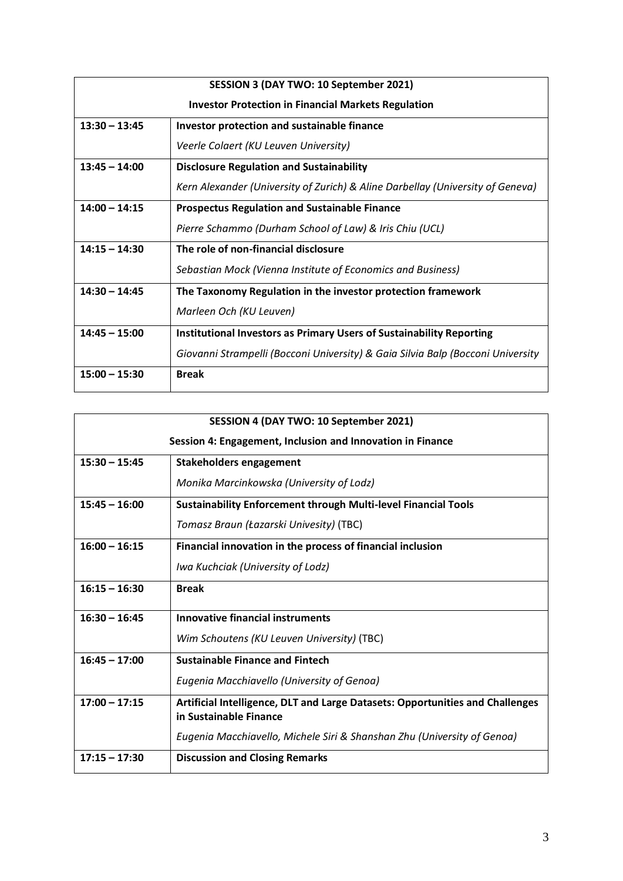| SESSION 3 (DAY TWO: 10 September 2021)<br>Investor Protection in Financial Markets Regulation | |
|---|---|
| 13:30 – 13:45 | **Investor protection and sustainable finance**<br>*Veerle Colaert (KU Leuven University)* |
| 13:45 – 14:00 | **Disclosure Regulation and Sustainability**<br>*Kern Alexander (University of Zurich) & Aline Darbellay (University of Geneva)* |
| 14:00 – 14:15 | **Prospectus Regulation and Sustainable Finance**<br>*Pierre Schammo (Durham School of Law) & Iris Chiu (UCL)* |
| 14:15 – 14:30 | **The role of non-financial disclosure**<br>*Sebastian Mock (Vienna Institute of Economics and Business)* |
| 14:30 – 14:45 | **The Taxonomy Regulation in the investor protection framework**<br>*Marleen Och (KU Leuven)* |
| 14:45 – 15:00 | **Institutional Investors as Primary Users of Sustainability Reporting**<br>*Giovanni Strampelli (Bocconi University) & Gaia Silvia Balp (Bocconi University* |
| 15:00 – 15:30 | **Break** |

| SESSION 4 (DAY TWO: 10 September 2021)<br>Session 4: Engagement, Inclusion and Innovation in Finance | |
|---|---|
| 15:30 – 15:45 | **Stakeholders engagement**<br>*Monika Marcinkowska (University of Lodz)* |
| 15:45 – 16:00 | **Sustainability Enforcement through Multi-level Financial Tools**<br>*Tomasz Braun (Łazarski Univesity)* (TBC) |
| 16:00 – 16:15 | **Financial innovation in the process of financial inclusion**<br>*Iwa Kuchciak (University of Lodz)* |
| 16:15 – 16:30 | **Break** |
| 16:30 – 16:45 | **Innovative financial instruments**<br>*Wim Schoutens (KU Leuven University)* (TBC) |
| 16:45 – 17:00 | **Sustainable Finance and Fintech**<br>*Eugenia Macchiavello (University of Genoa)* |
| 17:00 – 17:15 | **Artificial Intelligence, DLT and Large Datasets: Opportunities and Challenges in Sustainable Finance**<br>*Eugenia Macchiavello, Michele Siri & Shanshan Zhu (University of Genoa)* |
| 17:15 – 17:30 | **Discussion and Closing Remarks** |